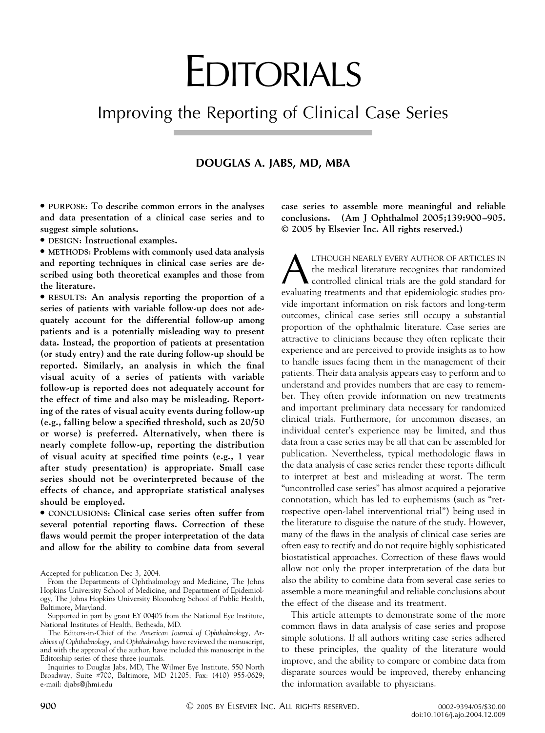# EDITORIALS

## Improving the Reporting of Clinical Case Series

**DOUGLAS A. JABS, MD, MBA**

- **PURPOSE: To describe common errors in the analyses and data presentation of a clinical case series and to suggest simple solutions.**
- **DESIGN: Instructional examples.**
- **METHODS: Problems with commonly used data analysis and reporting techniques in clinical case series are described using both theoretical examples and those from the literature.**
- **RESULTS: An analysis reporting the proportion of a series of patients with variable follow-up does not adequately account for the differential follow-up among patients and is a potentially misleading way to present data. Instead, the proportion of patients at presentation (or study entry) and the rate during follow-up should be reported. Similarly, an analysis in which the final visual acuity of a series of patients with variable follow-up is reported does not adequately account for the effect of time and also may be misleading. Reporting of the rates of visual acuity events during follow-up (e.g., falling below a specified threshold, such as 20/50 or worse) is preferred. Alternatively, when there is nearly complete follow-up, reporting the distribution of visual acuity at specified time points (e.g., 1 year after study presentation) is appropriate. Small case series should not be overinterpreted because of the effects of chance, and appropriate statistical analyses should be employed.**
- **CONCLUSIONS: Clinical case series often suffer from several potential reporting flaws. Correction of these flaws would permit the proper interpretation of the data and allow for the ability to combine data from several case series to assemble more meaningful and reliable conclusions. (Am J Ophthalmol 2005;139:900–905. © 2005 by Elsevier Inc. All rights reserved.)**

Accepted for publication Dec 3, 2004.

From the Departments of Ophthalmology and Medicine, The Johns Hopkins University School of Medicine, and Department of Epidemiology, The Johns Hopkins University Bloomberg School of Public Health, Baltimore, Maryland.

Supported in part by grant EY 00405 from the National Eye Institute, National Institutes of Health, Bethesda, MD.

The Editors-in-Chief of the *American Journal of Ophthalmology*, *Archives of Ophthalmology*, and *Ophthalmology* have reviewed the manuscript, and with the approval of the author, have included this manuscript in the Editorship series of these three journals.

Inquiries to Douglas Jabs, MD, The Wilmer Eye Institute, 550 North Broadway, Suite #700, Baltimore, MD 21205; Fax: (410) 955-0629; e-mail: djabs@jhmi.edu

ALTHOUGH NEARLY EVERY AUTHOR OF ARTICLES IN the medical literature recognizes that randomized controlled clinical trials are the gold standard for evaluating treatments and that epidemiologic studies provide important information on risk factors and long-term outcomes, clinical case series still occupy a substantial proportion of the ophthalmic literature. Case series are attractive to clinicians because they often replicate their experience and are perceived to provide insights as to how to handle issues facing them in the management of their patients. Their data analysis appears easy to perform and to understand and provides numbers that are easy to remember. They often provide information on new treatments and important preliminary data necessary for randomized clinical trials. Furthermore, for uncommon diseases, an individual center's experience may be limited, and thus data from a case series may be all that can be assembled for publication. Nevertheless, typical methodologic flaws in the data analysis of case series render these reports difficult to interpret at best and misleading at worst. The term "uncontrolled case series" has almost acquired a pejorative connotation, which has led to euphemisms (such as "retrospective open-label interventional trial") being used in the literature to disguise the nature of the study. However, many of the flaws in the analysis of clinical case series are often easy to rectify and do not require highly sophisticated biostatistical approaches. Correction of these flaws would allow not only the proper interpretation of the data but also the ability to combine data from several case series to assemble a more meaningful and reliable conclusions about the effect of the disease and its treatment.

This article attempts to demonstrate some of the more common flaws in data analysis of case series and propose simple solutions. If all authors writing case series adhered to these principles, the quality of the literature would improve, and the ability to compare or combine data from disparate sources would be improved, thereby enhancing the information available to physicians.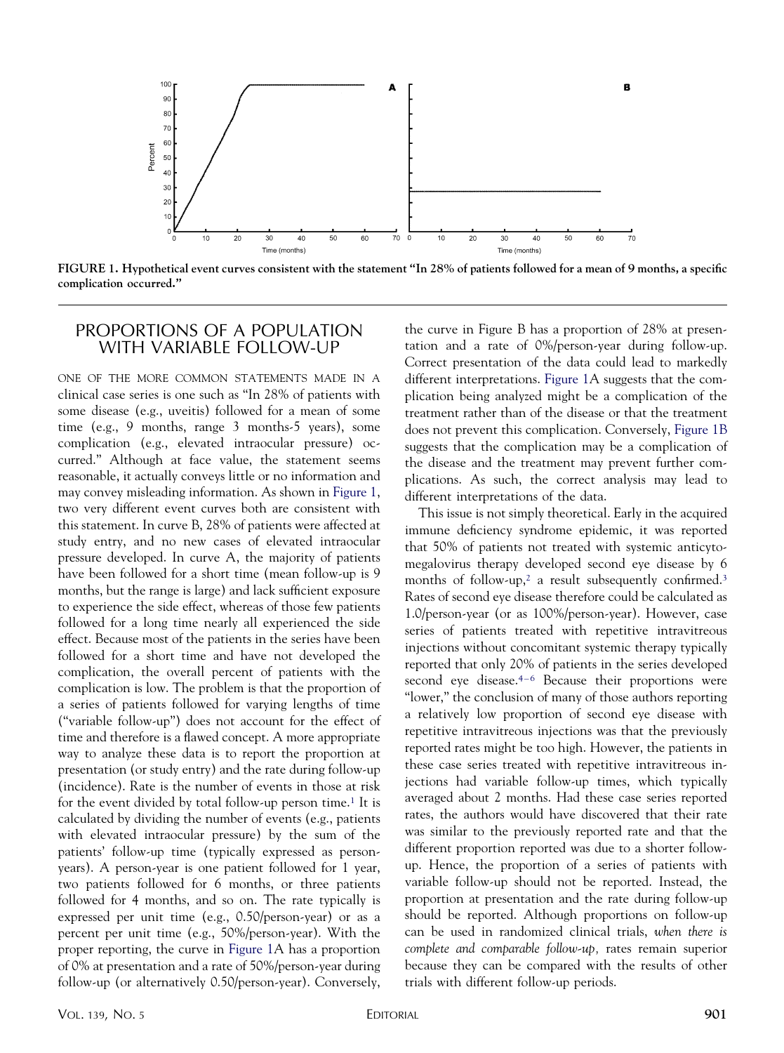FIGURE 1. Hypothetical event curves consistent with the statement "In 28% of patients followed for a mean of 9 months, a specific complication occurred."

## PROPORTIONS OF A POPULATION WITH VARIABLE FOLLOW-UP

ONE OF THE MORE COMMON STATEMENTS MADE IN A clinical case series is one such as "In 28% of patients with some disease (e.g., uveitis) followed for a mean of some time (e.g., 9 months, range 3 months-5 years), some complication (e.g., elevated intraocular pressure) occurred." Although at face value, the statement seems reasonable, it actually conveys little or no information and may convey misleading information. As shown in Figure 1, two very different event curves both are consistent with this statement. In curve B, 28% of patients were affected at study entry, and no new cases of elevated intraocular pressure developed. In curve A, the majority of patients have been followed for a short time (mean follow-up is 9 months, but the range is large) and lack sufficient exposure to experience the side effect, whereas of those few patients followed for a long time nearly all experienced the side effect. Because most of the patients in the series have been followed for a short time and have not developed the complication, the overall percent of patients with the complication is low. The problem is that the proportion of a series of patients followed for varying lengths of time ("variable follow-up") does not account for the effect of time and therefore is a flawed concept. A more appropriate way to analyze these data is to report the proportion at presentation (or study entry) and the rate during follow-up (incidence). Rate is the number of events in those at risk for the event divided by total follow-up person time.[1] It is calculated by dividing the number of events (e.g., patients with elevated intraocular pressure) by the sum of the patients' follow-up time (typically expressed as person-years). A person-year is one patient followed for 1 year, two patients followed for 6 months, or three patients followed for 4 months, and so on. The rate typically is expressed per unit time (e.g., 0.50/person-year) or as a percent per unit time (e.g., 50%/person-year). With the proper reporting, the curve in Figure 1A has a proportion of 0% at presentation and a rate of 50%/person-year during follow-up (or alternatively 0.50/person-year). Conversely, the curve in Figure B has a proportion of 28% at presentation and a rate of 0%/person-year during follow-up. Correct presentation of the data could lead to markedly different interpretations. Figure 1A suggests that the complication being analyzed might be a complication of the treatment rather than of the disease or that the treatment does not prevent this complication. Conversely, Figure 1B suggests that the complication may be a complication of the disease and the treatment may prevent further complications. As such, the correct analysis may lead to different interpretations of the data.

This issue is not simply theoretical. Early in the acquired immune deficiency syndrome epidemic, it was reported that 50% of patients not treated with systemic anticytomegalovirus therapy developed second eye disease by 6 months of follow-up,[2] a result subsequently confirmed.[3] Rates of second eye disease therefore could be calculated as 1.0/person-year (or as 100%/person-year). However, case series of patients treated with repetitive intravitreous injections without concomitant systemic therapy typically reported that only 20% of patients in the series developed second eye disease.[4–6] Because their proportions were "lower," the conclusion of many of those authors reporting a relatively low proportion of second eye disease with repetitive intravitreous injections was that the previously reported rates might be too high. However, the patients in these case series treated with repetitive intravitreous injections had variable follow-up times, which typically averaged about 2 months. Had these case series reported rates, the authors would have discovered that their rate was similar to the previously reported rate and that the different proportion reported was due to a shorter follow-up. Hence, the proportion of a series of patients with variable follow-up should not be reported. Instead, the proportion at presentation and the rate during follow-up should be reported. Although proportions on follow-up can be used in randomized clinical trials, *when there is complete and comparable follow-up,* rates remain superior because they can be compared with the results of other trials with different follow-up periods.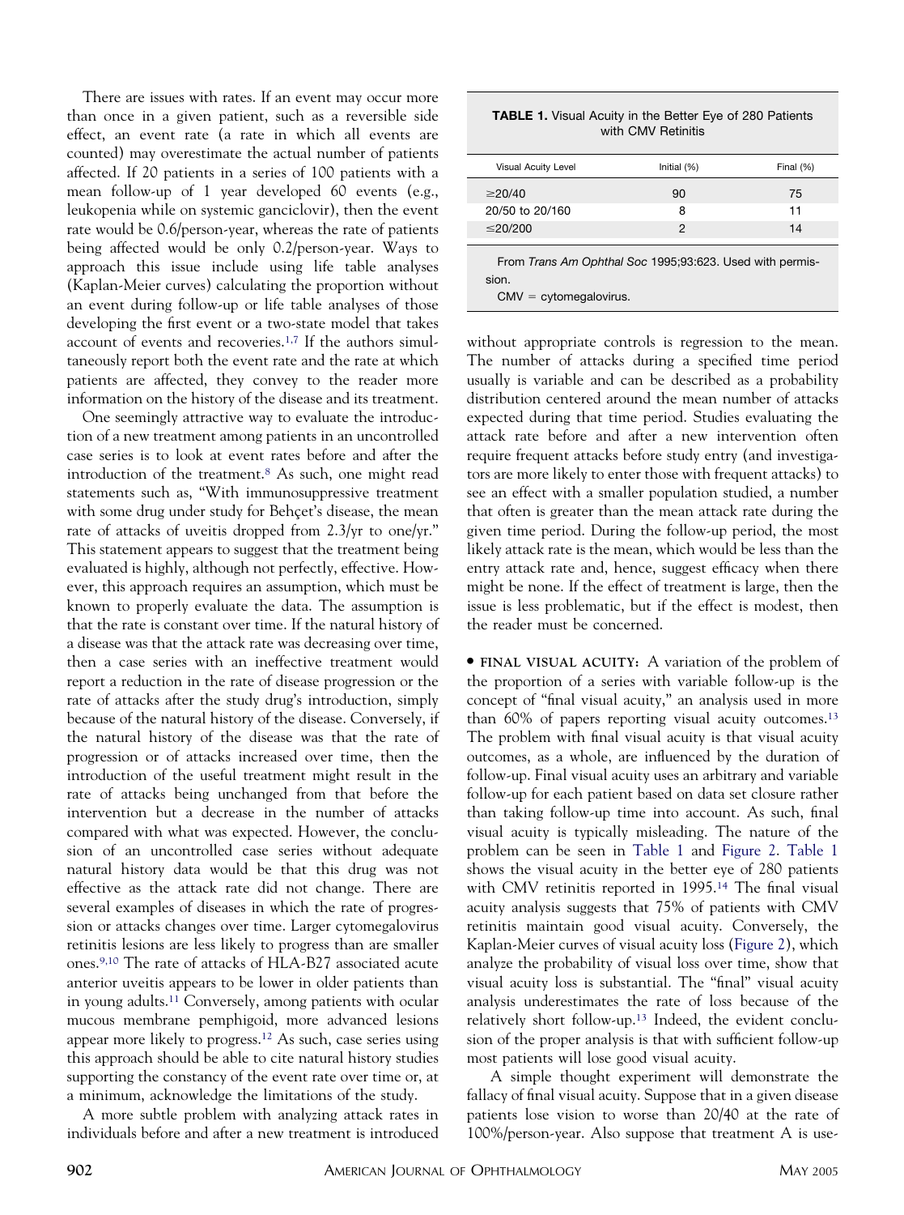There are issues with rates. If an event may occur more than once in a given patient, such as a reversible side effect, an event rate (a rate in which all events are counted) may overestimate the actual number of patients affected. If 20 patients in a series of 100 patients with a mean follow-up of 1 year developed 60 events (e.g., leukopenia while on systemic ganciclovir), then the event rate would be 0.6/person-year, whereas the rate of patients being affected would be only 0.2/person-year. Ways to approach this issue include using life table analyses (Kaplan-Meier curves) calculating the proportion without an event during follow-up or life table analyses of those developing the first event or a two-state model that takes account of events and recoveries.[1,7] If the authors simultaneously report both the event rate and the rate at which patients are affected, they convey to the reader more information on the history of the disease and its treatment.

One seemingly attractive way to evaluate the introduction of a new treatment among patients in an uncontrolled case series is to look at event rates before and after the introduction of the treatment.[8] As such, one might read statements such as, "With immunosuppressive treatment with some drug under study for Behçet's disease, the mean rate of attacks of uveitis dropped from 2.3/yr to one/yr." This statement appears to suggest that the treatment being evaluated is highly, although not perfectly, effective. However, this approach requires an assumption, which must be known to properly evaluate the data. The assumption is that the rate is constant over time. If the natural history of a disease was that the attack rate was decreasing over time, then a case series with an ineffective treatment would report a reduction in the rate of disease progression or the rate of attacks after the study drug's introduction, simply because of the natural history of the disease. Conversely, if the natural history of the disease was that the rate of progression or of attacks increased over time, then the introduction of the useful treatment might result in the rate of attacks being unchanged from that before the intervention but a decrease in the number of attacks compared with what was expected. However, the conclusion of an uncontrolled case series without adequate natural history data would be that this drug was not effective as the attack rate did not change. There are several examples of diseases in which the rate of progression or attacks changes over time. Larger cytomegalovirus retinitis lesions are less likely to progress than are smaller ones.[9,10] The rate of attacks of HLA-B27 associated acute anterior uveitis appears to be lower in older patients than in young adults.[11] Conversely, among patients with ocular mucous membrane pemphigoid, more advanced lesions appear more likely to progress.[12] As such, case series using this approach should be able to cite natural history studies supporting the constancy of the event rate over time or, at a minimum, acknowledge the limitations of the study.

A more subtle problem with analyzing attack rates in individuals before and after a new treatment is introduced without appropriate controls is regression to the mean. The number of attacks during a specified time period usually is variable and can be described as a probability distribution centered around the mean number of attacks expected during that time period. Studies evaluating the attack rate before and after a new intervention often require frequent attacks before study entry (and investigators are more likely to enter those with frequent attacks) to see an effect with a smaller population studied, a number that often is greater than the mean attack rate during the given time period. During the follow-up period, the most likely attack rate is the mean, which would be less than the entry attack rate and, hence, suggest efficacy when there might be none. If the effect of treatment is large, then the issue is less problematic, but if the effect is modest, then the reader must be concerned.

**TABLE 1.** Visual Acuity in the Better Eye of 280 Patients with CMV Retinitis

| Visual Acuity Level | Initial (%) | Final (%) |
|---|---|---|
| ≥20/40 | 90 | 75 |
| 20/50 to 20/160 | 8 | 11 |
| ≤20/200 | 2 | 14 |

From *Trans Am Ophthal Soc* 1995;93:623. Used with permission.
CMV = cytomegalovirus.

• **FINAL VISUAL ACUITY:** A variation of the problem of the proportion of a series with variable follow-up is the concept of "final visual acuity," an analysis used in more than 60% of papers reporting visual acuity outcomes.[13] The problem with final visual acuity is that visual acuity outcomes, as a whole, are influenced by the duration of follow-up. Final visual acuity uses an arbitrary and variable follow-up for each patient based on data set closure rather than taking follow-up time into account. As such, final visual acuity is typically misleading. The nature of the problem can be seen in Table 1 and Figure 2. Table 1 shows the visual acuity in the better eye of 280 patients with CMV retinitis reported in 1995.[14] The final visual acuity analysis suggests that 75% of patients with CMV retinitis maintain good visual acuity. Conversely, the Kaplan-Meier curves of visual acuity loss (Figure 2), which analyze the probability of visual loss over time, show that visual acuity loss is substantial. The "final" visual acuity analysis underestimates the rate of loss because of the relatively short follow-up.[13] Indeed, the evident conclusion of the proper analysis is that with sufficient follow-up most patients will lose good visual acuity.

A simple thought experiment will demonstrate the fallacy of final visual acuity. Suppose that in a given disease patients lose vision to worse than 20/40 at the rate of 100%/person-year. Also suppose that treatment A is use-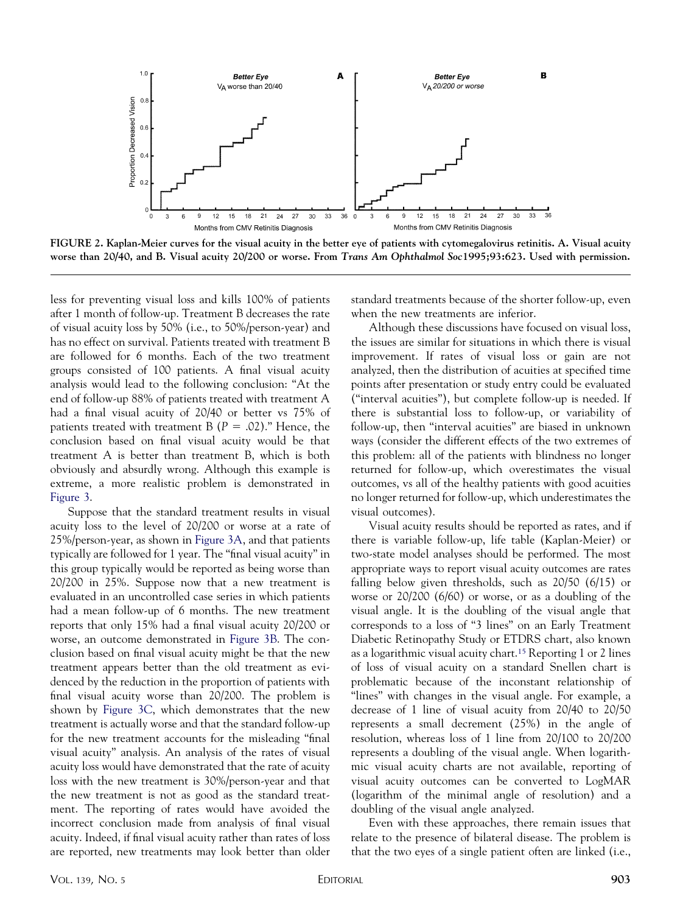**FIGURE 2. Kaplan-Meier curves for the visual acuity in the better eye of patients with cytomegalovirus retinitis. A. Visual acuity worse than 20/40, and B. Visual acuity 20/200 or worse. From *Trans Am Ophthalmol Soc* 1995;93:623. Used with permission.**

less for preventing visual loss and kills 100% of patients after 1 month of follow-up. Treatment B decreases the rate of visual acuity loss by 50% (i.e., to 50%/person-year) and has no effect on survival. Patients treated with treatment B are followed for 6 months. Each of the two treatment groups consisted of 100 patients. A final visual acuity analysis would lead to the following conclusion: "At the end of follow-up 88% of patients treated with treatment A had a final visual acuity of 20/40 or better vs 75% of patients treated with treatment B ($P = .02$)." Hence, the conclusion based on final visual acuity would be that treatment A is better than treatment B, which is both obviously and absurdly wrong. Although this example is extreme, a more realistic problem is demonstrated in Figure 3.

Suppose that the standard treatment results in visual acuity loss to the level of 20/200 or worse at a rate of 25%/person-year, as shown in Figure 3A, and that patients typically are followed for 1 year. The "final visual acuity" in this group typically would be reported as being worse than 20/200 in 25%. Suppose now that a new treatment is evaluated in an uncontrolled case series in which patients had a mean follow-up of 6 months. The new treatment reports that only 15% had a final visual acuity 20/200 or worse, an outcome demonstrated in Figure 3B. The conclusion based on final visual acuity might be that the new treatment appears better than the old treatment as evidenced by the reduction in the proportion of patients with final visual acuity worse than 20/200. The problem is shown by Figure 3C, which demonstrates that the new treatment is actually worse and that the standard follow-up for the new treatment accounts for the misleading "final visual acuity" analysis. An analysis of the rates of visual acuity loss would have demonstrated that the rate of acuity loss with the new treatment is 30%/person-year and that the new treatment is not as good as the standard treatment. The reporting of rates would have avoided the incorrect conclusion made from analysis of final visual acuity. Indeed, if final visual acuity rather than rates of loss are reported, new treatments may look better than older standard treatments because of the shorter follow-up, even when the new treatments are inferior.

Although these discussions have focused on visual loss, the issues are similar for situations in which there is visual improvement. If rates of visual loss or gain are not analyzed, then the distribution of acuities at specified time points after presentation or study entry could be evaluated ("interval acuities"), but complete follow-up is needed. If there is substantial loss to follow-up, or variability of follow-up, then "interval acuities" are biased in unknown ways (consider the different effects of the two extremes of this problem: all of the patients with blindness no longer returned for follow-up, which overestimates the visual outcomes, vs all of the healthy patients with good acuities no longer returned for follow-up, which underestimates the visual outcomes).

Visual acuity results should be reported as rates, and if there is variable follow-up, life table (Kaplan-Meier) or two-state model analyses should be performed. The most appropriate ways to report visual acuity outcomes are rates falling below given thresholds, such as 20/50 (6/15) or worse or 20/200 (6/60) or worse, or as a doubling of the visual angle. It is the doubling of the visual angle that corresponds to a loss of "3 lines" on an Early Treatment Diabetic Retinopathy Study or ETDRS chart, also known as a logarithmic visual acuity chart.[15] Reporting 1 or 2 lines of loss of visual acuity on a standard Snellen chart is problematic because of the inconstant relationship of "lines" with changes in the visual angle. For example, a decrease of 1 line of visual acuity from 20/40 to 20/50 represents a small decrement (25%) in the angle of resolution, whereas loss of 1 line from 20/100 to 20/200 represents a doubling of the visual angle. When logarithmic visual acuity charts are not available, reporting of visual acuity outcomes can be converted to LogMAR (logarithm of the minimal angle of resolution) and a doubling of the visual angle analyzed.

Even with these approaches, there remain issues that relate to the presence of bilateral disease. The problem is that the two eyes of a single patient often are linked (i.e.,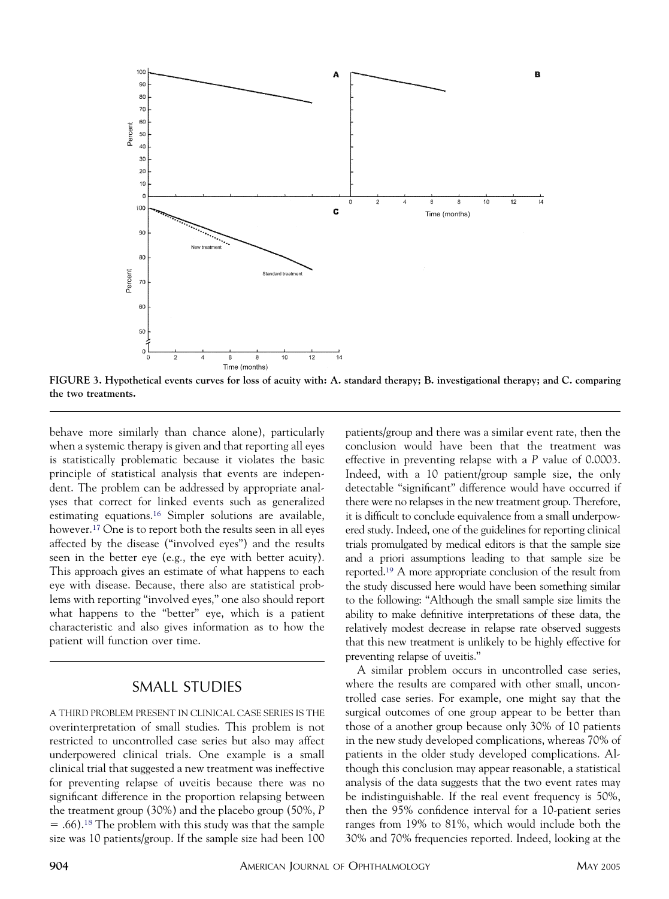FIGURE 3. Hypothetical events curves for loss of acuity with: A. standard therapy; B. investigational therapy; and C. comparing the two treatments.

behave more similarly than chance alone), particularly when a systemic therapy is given and that reporting all eyes is statistically problematic because it violates the basic principle of statistical analysis that events are independent. The problem can be addressed by appropriate analyses that correct for linked events such as generalized estimating equations.[16] Simpler solutions are available, however.[17] One is to report both the results seen in all eyes affected by the disease ("involved eyes") and the results seen in the better eye (e.g., the eye with better acuity). This approach gives an estimate of what happens to each eye with disease. Because, there also are statistical problems with reporting "involved eyes," one also should report what happens to the "better" eye, which is a patient characteristic and also gives information as to how the patient will function over time.

## SMALL STUDIES

A THIRD PROBLEM PRESENT IN CLINICAL CASE SERIES IS THE overinterpretation of small studies. This problem is not restricted to uncontrolled case series but also may affect underpowered clinical trials. One example is a small clinical trial that suggested a new treatment was ineffective for preventing relapse of uveitis because there was no significant difference in the proportion relapsing between the treatment group (30%) and the placebo group (50%, $P = .66$).[18] The problem with this study was that the sample size was 10 patients/group. If the sample size had been 100 patients/group and there was a similar event rate, then the conclusion would have been that the treatment was effective in preventing relapse with a $P$ value of 0.0003. Indeed, with a 10 patient/group sample size, the only detectable "significant" difference would have occurred if there were no relapses in the new treatment group. Therefore, it is difficult to conclude equivalence from a small underpowered study. Indeed, one of the guidelines for reporting clinical trials promulgated by medical editors is that the sample size and a priori assumptions leading to that sample size be reported.[19] A more appropriate conclusion of the result from the study discussed here would have been something similar to the following: "Although the small sample size limits the ability to make definitive interpretations of these data, the relatively modest decrease in relapse rate observed suggests that this new treatment is unlikely to be highly effective for preventing relapse of uveitis."

A similar problem occurs in uncontrolled case series, where the results are compared with other small, uncontrolled case series. For example, one might say that the surgical outcomes of one group appear to be better than those of a another group because only 30% of 10 patients in the new study developed complications, whereas 70% of patients in the older study developed complications. Although this conclusion may appear reasonable, a statistical analysis of the data suggests that the two event rates may be indistinguishable. If the real event frequency is 50%, then the 95% confidence interval for a 10-patient series ranges from 19% to 81%, which would include both the 30% and 70% frequencies reported. Indeed, looking at the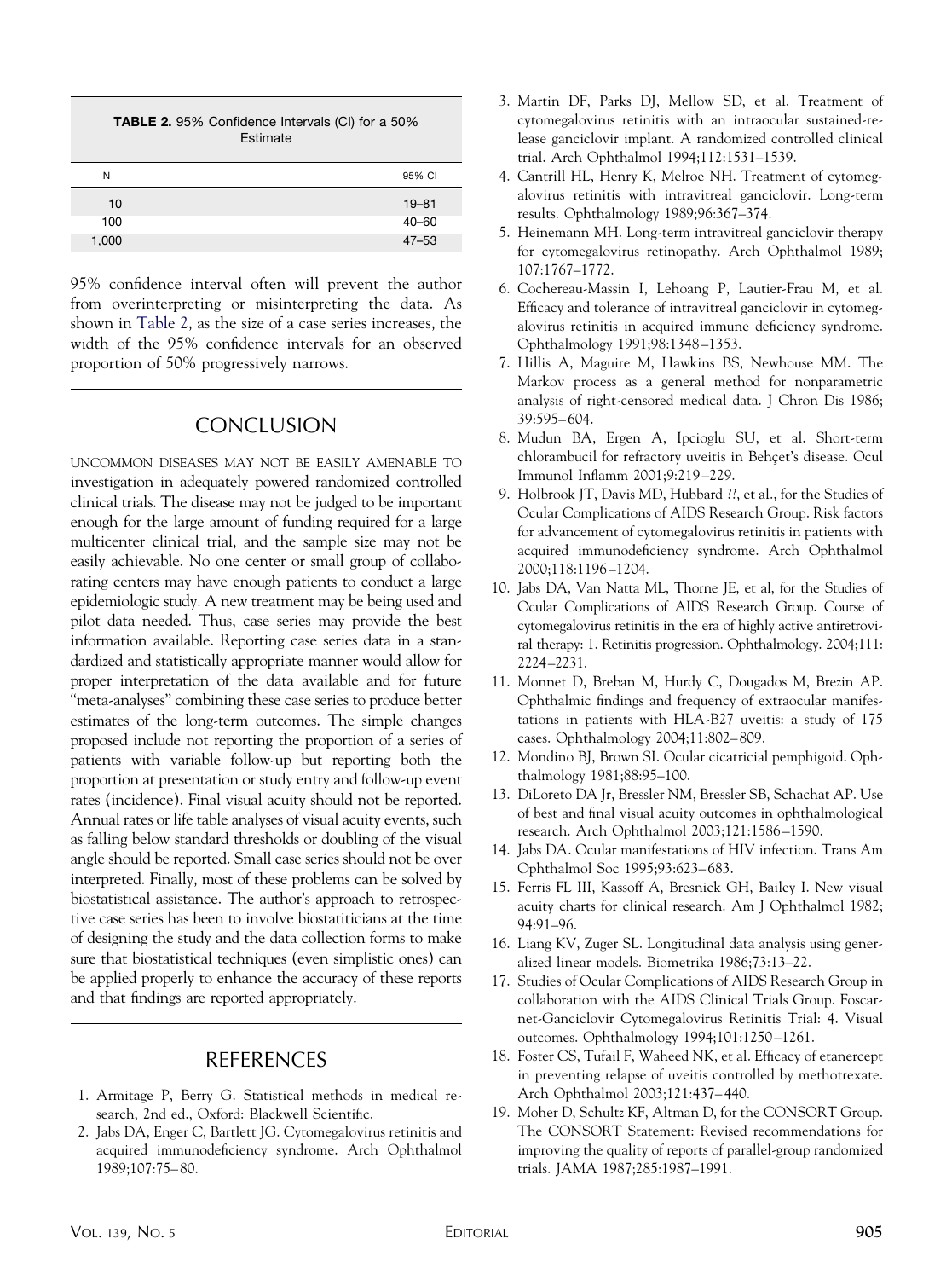**TABLE 2.** 95% Confidence Intervals (CI) for a 50% Estimate

| N | 95% CI |
|---|---|
| 10 | 19–81 |
| 100 | 40–60 |
| 1,000 | 47–53 |

95% confidence interval often will prevent the author from overinterpreting or misinterpreting the data. As shown in Table 2, as the size of a case series increases, the width of the 95% confidence intervals for an observed proportion of 50% progressively narrows.

## CONCLUSION

UNCOMMON DISEASES MAY NOT BE EASILY AMENABLE TO investigation in adequately powered randomized controlled clinical trials. The disease may not be judged to be important enough for the large amount of funding required for a large multicenter clinical trial, and the sample size may not be easily achievable. No one center or small group of collaborating centers may have enough patients to conduct a large epidemiologic study. A new treatment may be being used and pilot data needed. Thus, case series may provide the best information available. Reporting case series data in a standardized and statistically appropriate manner would allow for proper interpretation of the data available and for future "meta-analyses" combining these case series to produce better estimates of the long-term outcomes. The simple changes proposed include not reporting the proportion of a series of patients with variable follow-up but reporting both the proportion at presentation or study entry and follow-up event rates (incidence). Final visual acuity should not be reported. Annual rates or life table analyses of visual acuity events, such as falling below standard thresholds or doubling of the visual angle should be reported. Small case series should not be over interpreted. Finally, most of these problems can be solved by biostatistical assistance. The author's approach to retrospective case series has been to involve biostatiticians at the time of designing the study and the data collection forms to make sure that biostatistical techniques (even simplistic ones) can be applied properly to enhance the accuracy of these reports and that findings are reported appropriately.

## REFERENCES

1. Armitage P, Berry G. Statistical methods in medical research, 2nd ed., Oxford: Blackwell Scientific.
2. Jabs DA, Enger C, Bartlett JG. Cytomegalovirus retinitis and acquired immunodeficiency syndrome. Arch Ophthalmol 1989;107:75–80.
3. Martin DF, Parks DJ, Mellow SD, et al. Treatment of cytomegalovirus retinitis with an intraocular sustained-release ganciclovir implant. A randomized controlled clinical trial. Arch Ophthalmol 1994;112:1531–1539.
4. Cantrill HL, Henry K, Melroe NH. Treatment of cytomegalovirus retinitis with intravitreal ganciclovir. Long-term results. Ophthalmology 1989;96:367–374.
5. Heinemann MH. Long-term intravitreal ganciclovir therapy for cytomegalovirus retinopathy. Arch Ophthalmol 1989; 107:1767–1772.
6. Cochereau-Massin I, Lehoang P, Lautier-Frau M, et al. Efficacy and tolerance of intravitreal ganciclovir in cytomegalovirus retinitis in acquired immune deficiency syndrome. Ophthalmology 1991;98:1348–1353.
7. Hillis A, Maguire M, Hawkins BS, Newhouse MM. The Markov process as a general method for nonparametric analysis of right-censored medical data. J Chron Dis 1986; 39:595–604.
8. Mudun BA, Ergen A, Ipcioglu SU, et al. Short-term chlorambucil for refractory uveitis in Behçet's disease. Ocul Immunol Inflamm 2001;9:219–229.
9. Holbrook JT, Davis MD, Hubbard ??, et al., for the Studies of Ocular Complications of AIDS Research Group. Risk factors for advancement of cytomegalovirus retinitis in patients with acquired immunodeficiency syndrome. Arch Ophthalmol 2000;118:1196–1204.
10. Jabs DA, Van Natta ML, Thorne JE, et al, for the Studies of Ocular Complications of AIDS Research Group. Course of cytomegalovirus retinitis in the era of highly active antiretroviral therapy: 1. Retinitis progression. Ophthalmology. 2004;111: 2224–2231.
11. Monnet D, Breban M, Hurdy C, Dougados M, Brezin AP. Ophthalmic findings and frequency of extraocular manifestations in patients with HLA-B27 uveitis: a study of 175 cases. Ophthalmology 2004;11:802–809.
12. Mondino BJ, Brown SI. Ocular cicatricial pemphigoid. Ophthalmology 1981;88:95–100.
13. DiLoreto DA Jr, Bressler NM, Bressler SB, Schachat AP. Use of best and final visual acuity outcomes in ophthalmological research. Arch Ophthalmol 2003;121:1586–1590.
14. Jabs DA. Ocular manifestations of HIV infection. Trans Am Ophthalmol Soc 1995;93:623–683.
15. Ferris FL III, Kassoff A, Bresnick GH, Bailey I. New visual acuity charts for clinical research. Am J Ophthalmol 1982; 94:91–96.
16. Liang KV, Zuger SL. Longitudinal data analysis using generalized linear models. Biometrika 1986;73:13–22.
17. Studies of Ocular Complications of AIDS Research Group in collaboration with the AIDS Clinical Trials Group. Foscarnet-Ganciclovir Cytomegalovirus Retinitis Trial: 4. Visual outcomes. Ophthalmology 1994;101:1250–1261.
18. Foster CS, Tufail F, Waheed NK, et al. Efficacy of etanercept in preventing relapse of uveitis controlled by methotrexate. Arch Ophthalmol 2003;121:437–440.
19. Moher D, Schultz KF, Altman D, for the CONSORT Group. The CONSORT Statement: Revised recommendations for improving the quality of reports of parallel-group randomized trials. JAMA 1987;285:1987–1991.